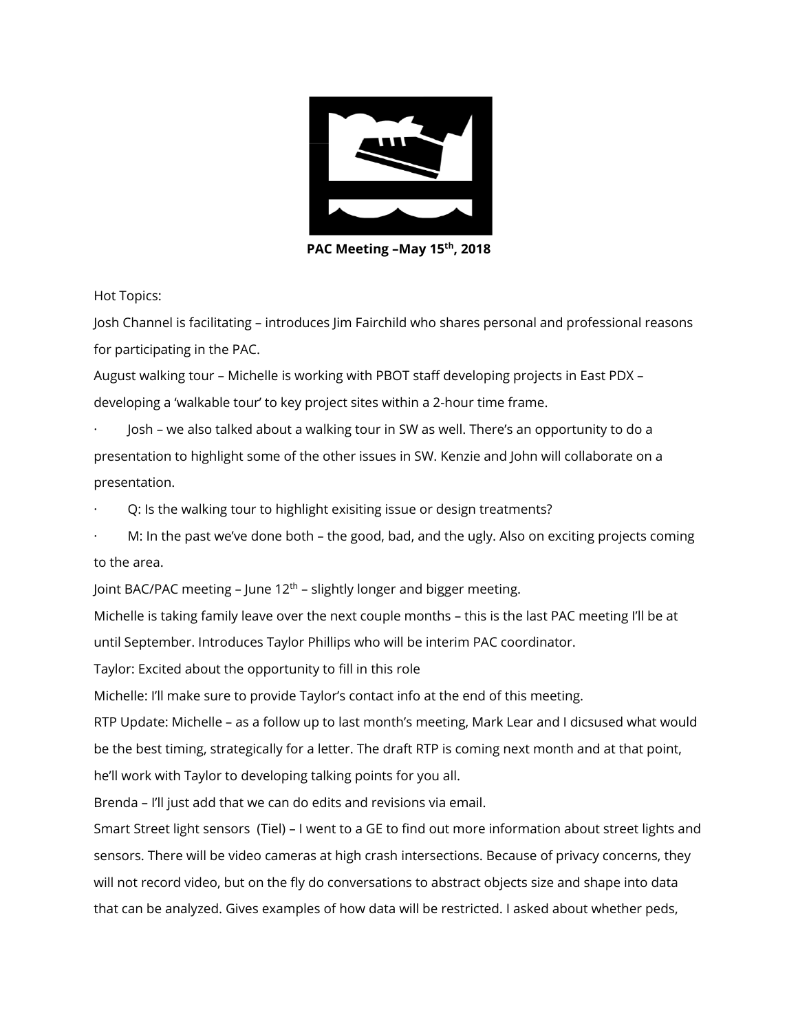**PAC Meeting –May 15th, 2018**

Hot Topics:

Josh Channel is facilitating – introduces Jim Fairchild who shares personal and professional reasons for participating in the PAC.

August walking tour – Michelle is working with PBOT staff developing projects in East PDX – developing a 'walkable tour' to key project sites within a 2-hour time frame.

- Josh – we also talked about a walking tour in SW as well. There's an opportunity to do a presentation to highlight some of the other issues in SW. Kenzie and John will collaborate on a presentation.
- Q: Is the walking tour to highlight exisiting issue or design treatments?
- M: In the past we've done both – the good, bad, and the ugly. Also on exciting projects coming to the area.

Joint BAC/PAC meeting – June 12th – slightly longer and bigger meeting.

Michelle is taking family leave over the next couple months – this is the last PAC meeting I'll be at until September. Introduces Taylor Phillips who will be interim PAC coordinator.

Taylor: Excited about the opportunity to fill in this role

Michelle: I'll make sure to provide Taylor's contact info at the end of this meeting.

RTP Update: Michelle – as a follow up to last month's meeting, Mark Lear and I dicsused what would be the best timing, strategically for a letter. The draft RTP is coming next month and at that point, he'll work with Taylor to developing talking points for you all.

Brenda – I'll just add that we can do edits and revisions via email.

Smart Street light sensors (Tiel) – I went to a GE to find out more information about street lights and sensors. There will be video cameras at high crash intersections. Because of privacy concerns, they will not record video, but on the fly do conversations to abstract objects size and shape into data that can be analyzed. Gives examples of how data will be restricted. I asked about whether peds,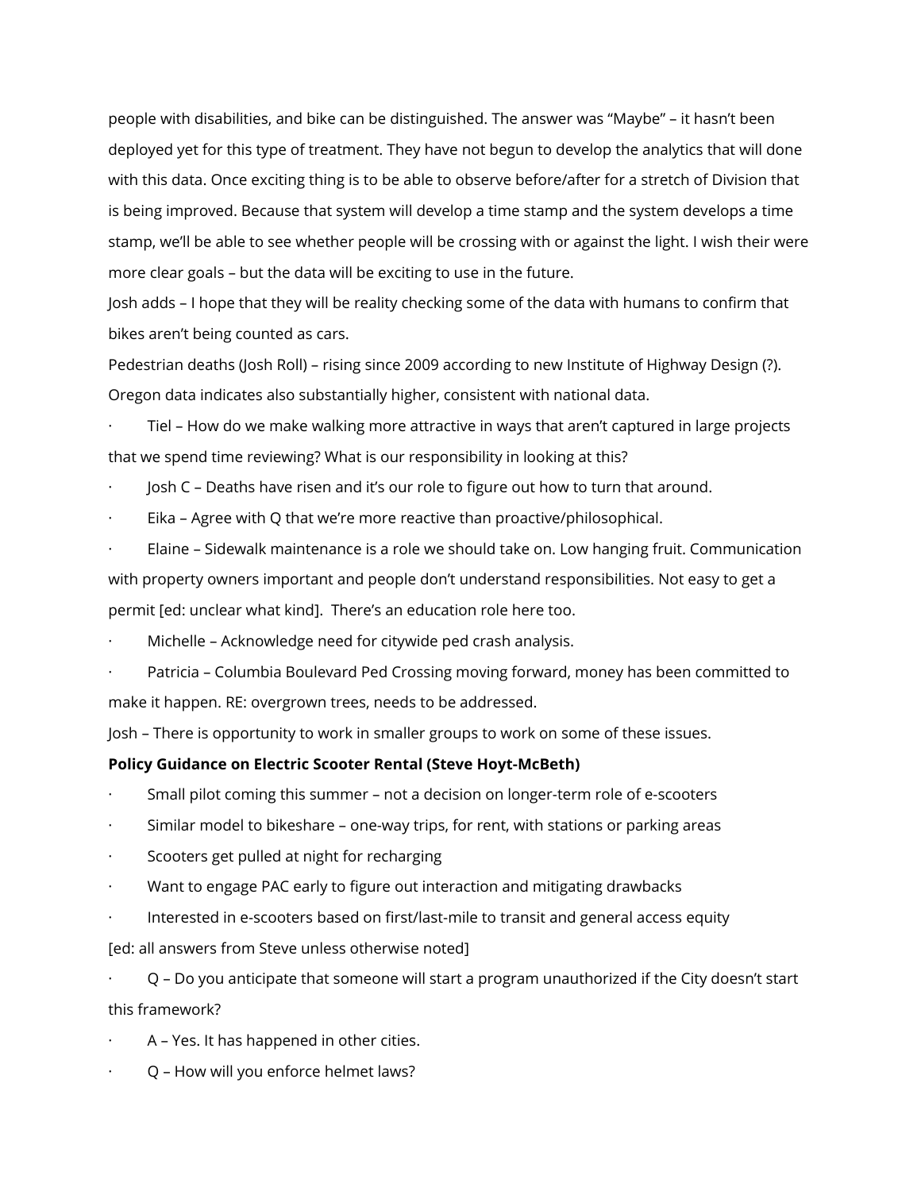people with disabilities, and bike can be distinguished. The answer was "Maybe" – it hasn't been deployed yet for this type of treatment. They have not begun to develop the analytics that will done with this data. Once exciting thing is to be able to observe before/after for a stretch of Division that is being improved. Because that system will develop a time stamp and the system develops a time stamp, we'll be able to see whether people will be crossing with or against the light. I wish their were more clear goals – but the data will be exciting to use in the future.

Josh adds – I hope that they will be reality checking some of the data with humans to confirm that bikes aren't being counted as cars.

Pedestrian deaths (Josh Roll) – rising since 2009 according to new Institute of Highway Design (?). Oregon data indicates also substantially higher, consistent with national data.

- Tiel – How do we make walking more attractive in ways that aren't captured in large projects that we spend time reviewing? What is our responsibility in looking at this?
- Josh C – Deaths have risen and it's our role to figure out how to turn that around.
- Eika – Agree with Q that we're more reactive than proactive/philosophical.
- Elaine – Sidewalk maintenance is a role we should take on. Low hanging fruit. Communication with property owners important and people don't understand responsibilities. Not easy to get a permit [ed: unclear what kind]. There's an education role here too.
- Michelle – Acknowledge need for citywide ped crash analysis.
- Patricia – Columbia Boulevard Ped Crossing moving forward, money has been committed to make it happen. RE: overgrown trees, needs to be addressed.

Josh – There is opportunity to work in smaller groups to work on some of these issues.

**Policy Guidance on Electric Scooter Rental (Steve Hoyt-McBeth)**

- Small pilot coming this summer – not a decision on longer-term role of e-scooters
- Similar model to bikeshare – one-way trips, for rent, with stations or parking areas
- Scooters get pulled at night for recharging
- Want to engage PAC early to figure out interaction and mitigating drawbacks
- Interested in e-scooters based on first/last-mile to transit and general access equity

[ed: all answers from Steve unless otherwise noted]

- Q – Do you anticipate that someone will start a program unauthorized if the City doesn't start this framework?
- A – Yes. It has happened in other cities.
- Q – How will you enforce helmet laws?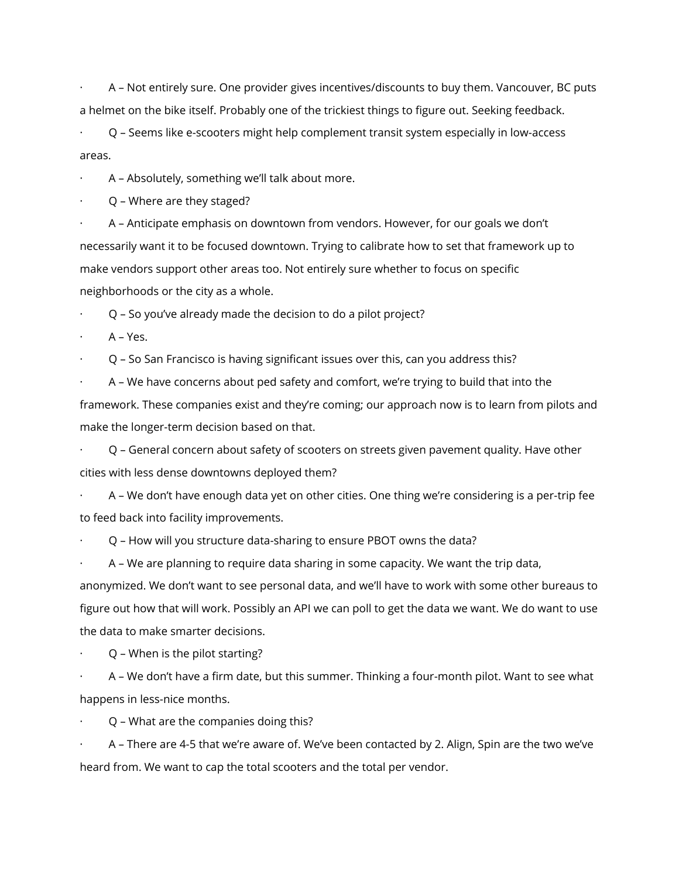- A – Not entirely sure. One provider gives incentives/discounts to buy them. Vancouver, BC puts a helmet on the bike itself. Probably one of the trickiest things to figure out. Seeking feedback.
- Q – Seems like e-scooters might help complement transit system especially in low-access areas.
- A – Absolutely, something we'll talk about more.
- Q – Where are they staged?
- A – Anticipate emphasis on downtown from vendors. However, for our goals we don't necessarily want it to be focused downtown. Trying to calibrate how to set that framework up to make vendors support other areas too. Not entirely sure whether to focus on specific neighborhoods or the city as a whole.
- Q – So you've already made the decision to do a pilot project?
- A – Yes.
- Q – So San Francisco is having significant issues over this, can you address this?
- A – We have concerns about ped safety and comfort, we're trying to build that into the framework. These companies exist and they're coming; our approach now is to learn from pilots and make the longer-term decision based on that.
- Q – General concern about safety of scooters on streets given pavement quality. Have other cities with less dense downtowns deployed them?
- A – We don't have enough data yet on other cities. One thing we're considering is a per-trip fee to feed back into facility improvements.
- Q – How will you structure data-sharing to ensure PBOT owns the data?
- A – We are planning to require data sharing in some capacity. We want the trip data, anonymized. We don't want to see personal data, and we'll have to work with some other bureaus to figure out how that will work. Possibly an API we can poll to get the data we want. We do want to use the data to make smarter decisions.
- Q – When is the pilot starting?
- A – We don't have a firm date, but this summer. Thinking a four-month pilot. Want to see what happens in less-nice months.
- Q – What are the companies doing this?
- A – There are 4-5 that we're aware of. We've been contacted by 2. Align, Spin are the two we've heard from. We want to cap the total scooters and the total per vendor.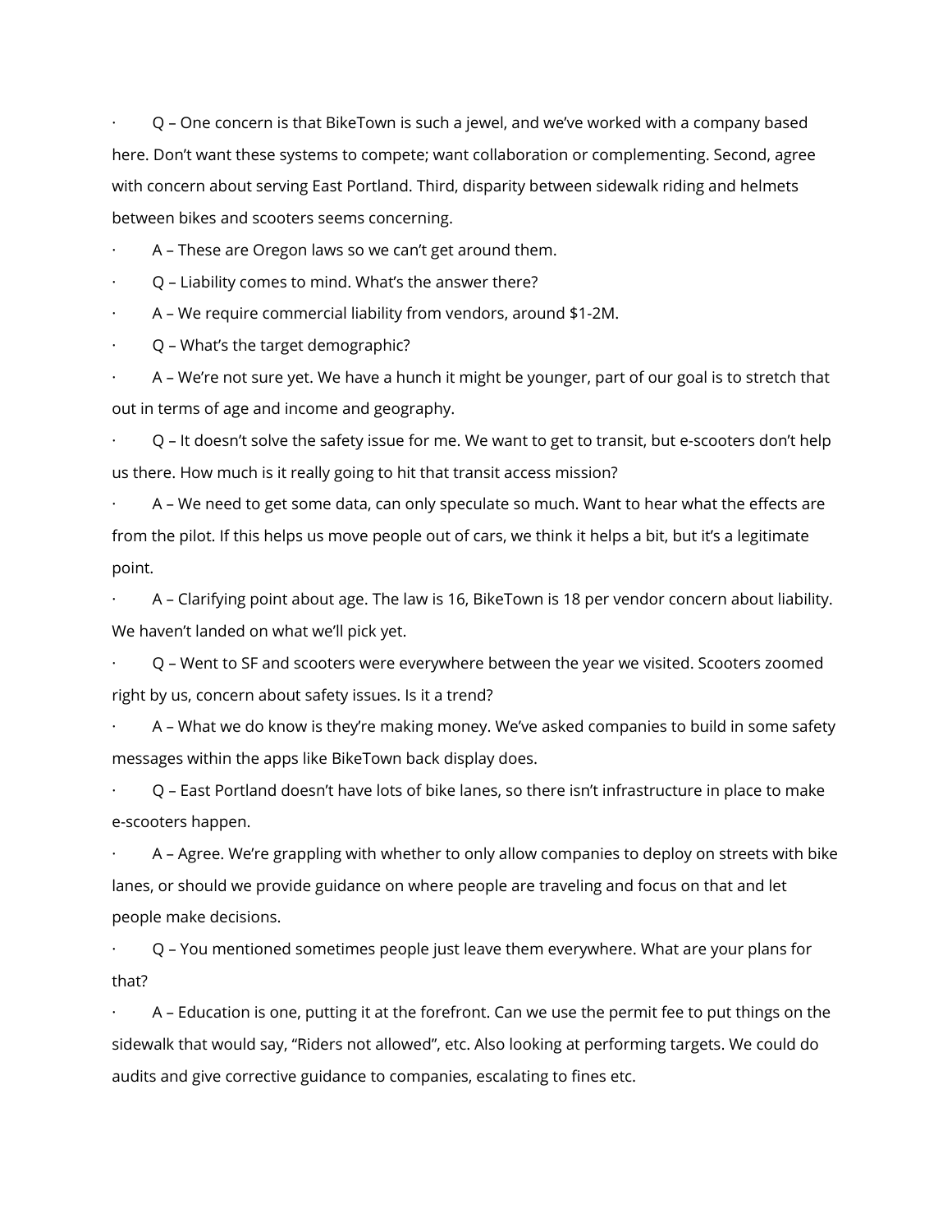- Q – One concern is that BikeTown is such a jewel, and we've worked with a company based here. Don't want these systems to compete; want collaboration or complementing. Second, agree with concern about serving East Portland. Third, disparity between sidewalk riding and helmets between bikes and scooters seems concerning.
- A – These are Oregon laws so we can't get around them.
- Q – Liability comes to mind. What's the answer there?
- A – We require commercial liability from vendors, around $1-2M.
- Q – What's the target demographic?
- A – We're not sure yet. We have a hunch it might be younger, part of our goal is to stretch that out in terms of age and income and geography.
- Q – It doesn't solve the safety issue for me. We want to get to transit, but e-scooters don't help us there. How much is it really going to hit that transit access mission?
- A – We need to get some data, can only speculate so much. Want to hear what the effects are from the pilot. If this helps us move people out of cars, we think it helps a bit, but it's a legitimate point.
- A – Clarifying point about age. The law is 16, BikeTown is 18 per vendor concern about liability. We haven't landed on what we'll pick yet.
- Q – Went to SF and scooters were everywhere between the year we visited. Scooters zoomed right by us, concern about safety issues. Is it a trend?
- A – What we do know is they're making money. We've asked companies to build in some safety messages within the apps like BikeTown back display does.
- Q – East Portland doesn't have lots of bike lanes, so there isn't infrastructure in place to make e-scooters happen.
- A – Agree. We're grappling with whether to only allow companies to deploy on streets with bike lanes, or should we provide guidance on where people are traveling and focus on that and let people make decisions.
- Q – You mentioned sometimes people just leave them everywhere. What are your plans for that?
- A – Education is one, putting it at the forefront. Can we use the permit fee to put things on the sidewalk that would say, "Riders not allowed", etc. Also looking at performing targets. We could do audits and give corrective guidance to companies, escalating to fines etc.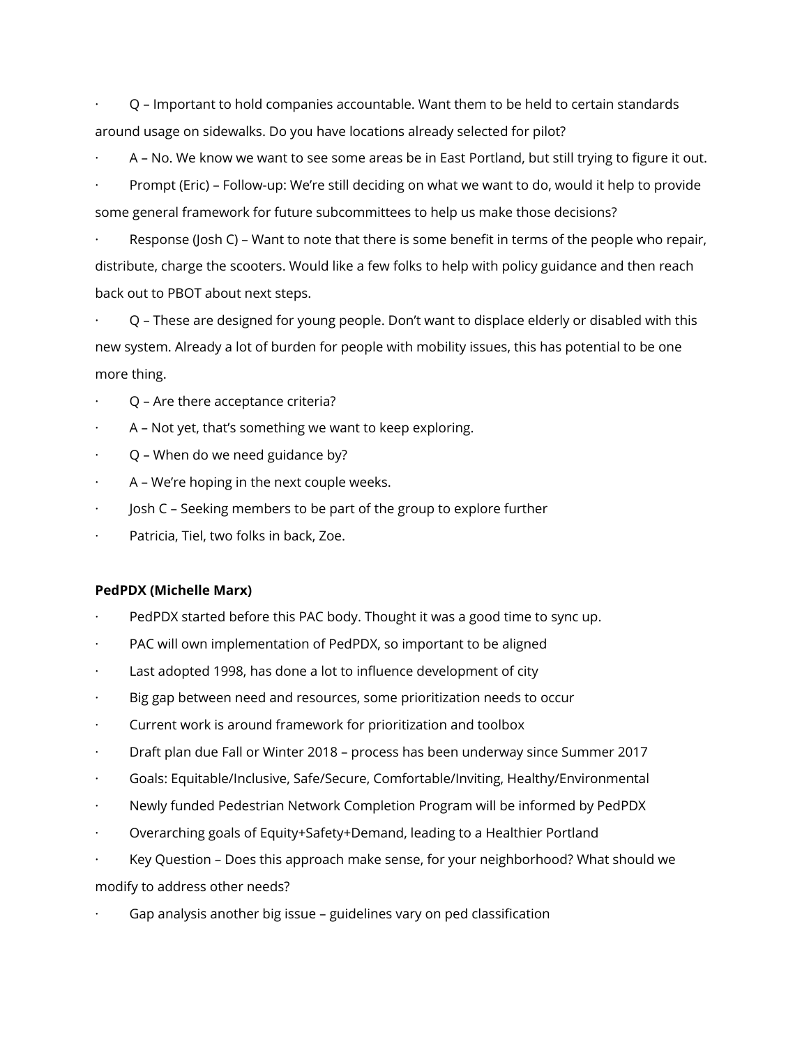- Q – Important to hold companies accountable. Want them to be held to certain standards around usage on sidewalks. Do you have locations already selected for pilot?
- A – No. We know we want to see some areas be in East Portland, but still trying to figure it out.
- Prompt (Eric) – Follow-up: We're still deciding on what we want to do, would it help to provide some general framework for future subcommittees to help us make those decisions?
- Response (Josh C) – Want to note that there is some benefit in terms of the people who repair, distribute, charge the scooters. Would like a few folks to help with policy guidance and then reach back out to PBOT about next steps.
- Q – These are designed for young people. Don't want to displace elderly or disabled with this new system. Already a lot of burden for people with mobility issues, this has potential to be one more thing.
- Q – Are there acceptance criteria?
- A – Not yet, that's something we want to keep exploring.
- Q – When do we need guidance by?
- A – We're hoping in the next couple weeks.
- Josh C – Seeking members to be part of the group to explore further
- Patricia, Tiel, two folks in back, Zoe.

**PedPDX (Michelle Marx)**

- PedPDX started before this PAC body. Thought it was a good time to sync up.
- PAC will own implementation of PedPDX, so important to be aligned
- Last adopted 1998, has done a lot to influence development of city
- Big gap between need and resources, some prioritization needs to occur
- Current work is around framework for prioritization and toolbox
- Draft plan due Fall or Winter 2018 – process has been underway since Summer 2017
- Goals: Equitable/Inclusive, Safe/Secure, Comfortable/Inviting, Healthy/Environmental
- Newly funded Pedestrian Network Completion Program will be informed by PedPDX
- Overarching goals of Equity+Safety+Demand, leading to a Healthier Portland
- Key Question – Does this approach make sense, for your neighborhood? What should we modify to address other needs?
- Gap analysis another big issue – guidelines vary on ped classification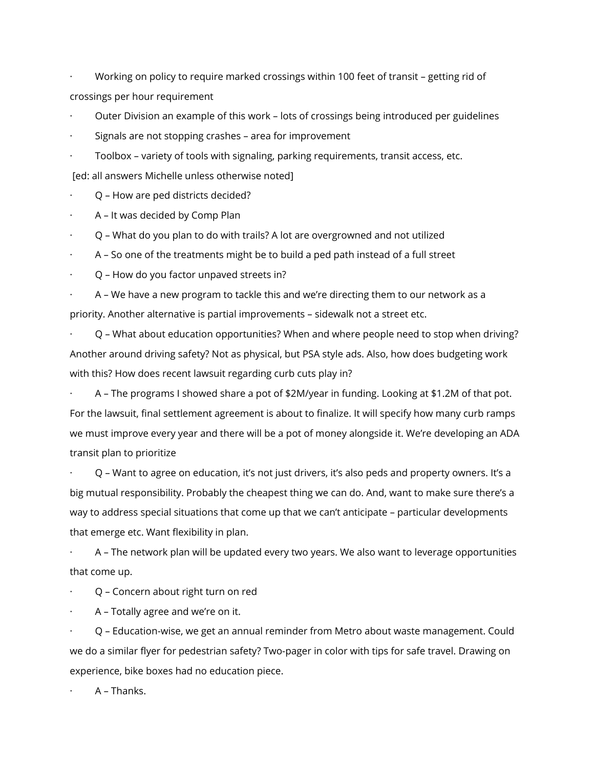- Working on policy to require marked crossings within 100 feet of transit – getting rid of crossings per hour requirement
- Outer Division an example of this work – lots of crossings being introduced per guidelines
- Signals are not stopping crashes – area for improvement
- Toolbox – variety of tools with signaling, parking requirements, transit access, etc.

[ed: all answers Michelle unless otherwise noted]

- Q – How are ped districts decided?
- A – It was decided by Comp Plan
- Q – What do you plan to do with trails? A lot are overgrowned and not utilized
- A – So one of the treatments might be to build a ped path instead of a full street
- Q – How do you factor unpaved streets in?
- A – We have a new program to tackle this and we're directing them to our network as a priority. Another alternative is partial improvements – sidewalk not a street etc.
- Q – What about education opportunities? When and where people need to stop when driving? Another around driving safety? Not as physical, but PSA style ads. Also, how does budgeting work with this? How does recent lawsuit regarding curb cuts play in?
- A – The programs I showed share a pot of $2M/year in funding. Looking at $1.2M of that pot. For the lawsuit, final settlement agreement is about to finalize. It will specify how many curb ramps we must improve every year and there will be a pot of money alongside it. We're developing an ADA transit plan to prioritize
- Q – Want to agree on education, it's not just drivers, it's also peds and property owners. It's a big mutual responsibility. Probably the cheapest thing we can do. And, want to make sure there's a way to address special situations that come up that we can't anticipate – particular developments that emerge etc. Want flexibility in plan.
- A – The network plan will be updated every two years. We also want to leverage opportunities that come up.
- Q – Concern about right turn on red
- A – Totally agree and we're on it.
- Q – Education-wise, we get an annual reminder from Metro about waste management. Could we do a similar flyer for pedestrian safety? Two-pager in color with tips for safe travel. Drawing on experience, bike boxes had no education piece.
- A – Thanks.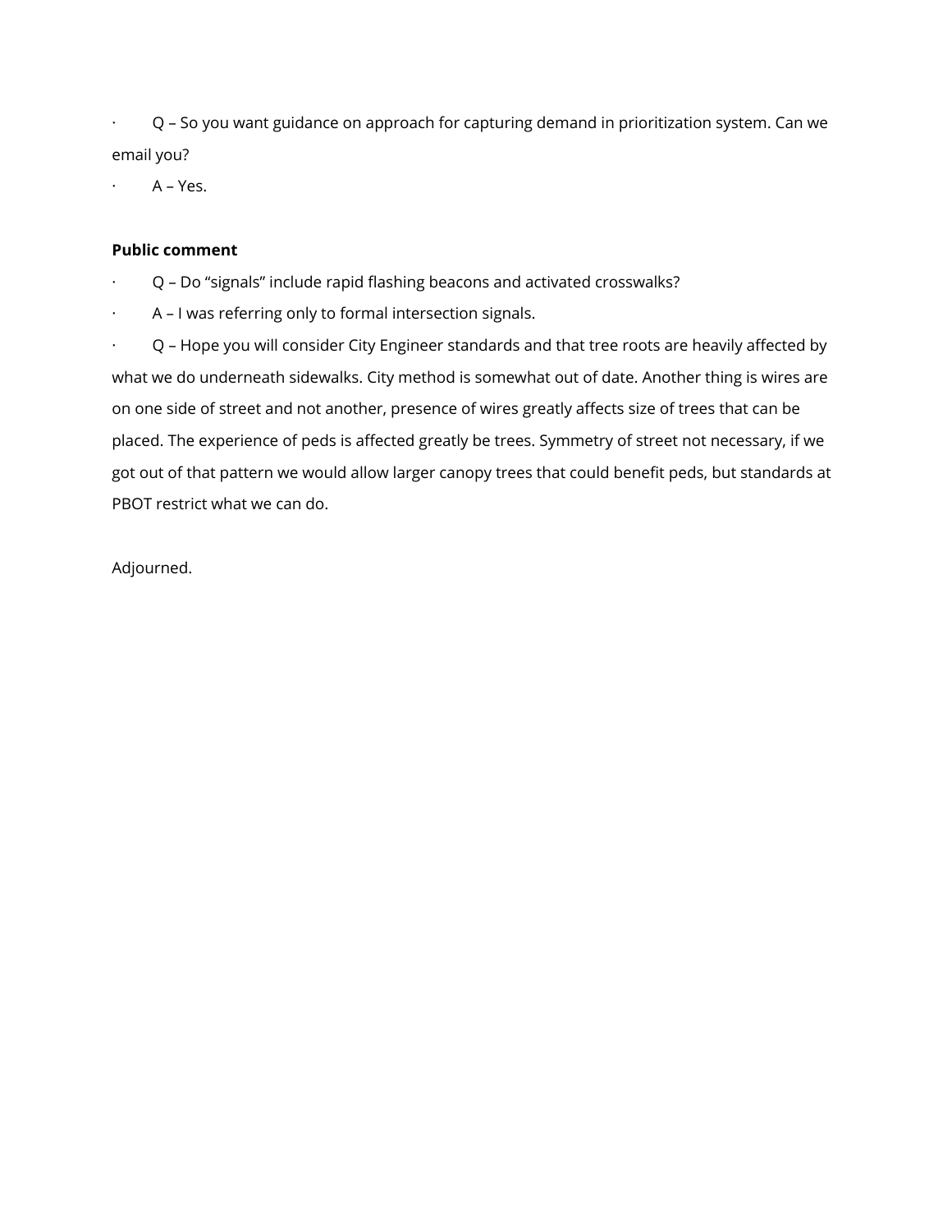- Q – So you want guidance on approach for capturing demand in prioritization system. Can we email you?
- A – Yes.

**Public comment**

- Q – Do “signals” include rapid flashing beacons and activated crosswalks?
- A – I was referring only to formal intersection signals.
- Q – Hope you will consider City Engineer standards and that tree roots are heavily affected by what we do underneath sidewalks. City method is somewhat out of date. Another thing is wires are on one side of street and not another, presence of wires greatly affects size of trees that can be placed. The experience of peds is affected greatly be trees. Symmetry of street not necessary, if we got out of that pattern we would allow larger canopy trees that could benefit peds, but standards at PBOT restrict what we can do.

Adjourned.